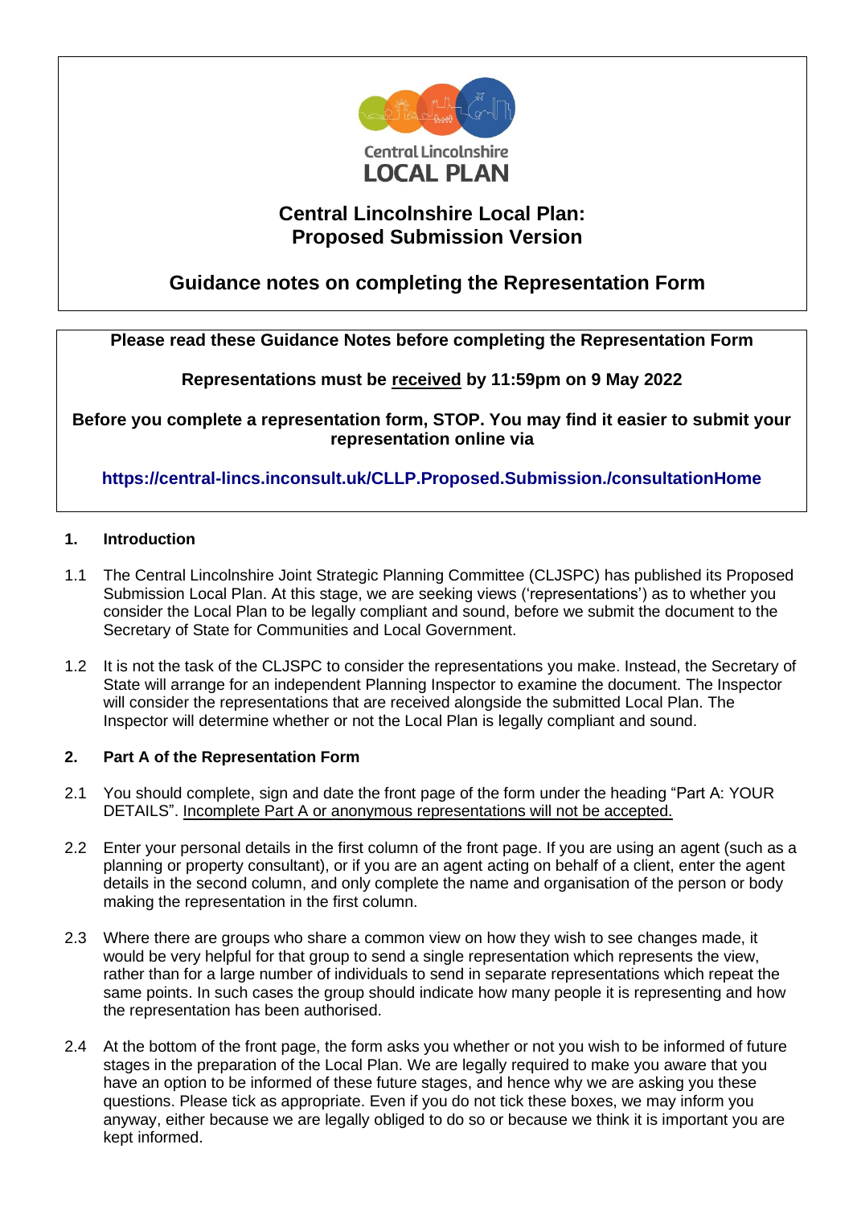Central Lincolnshire
LOCAL PLAN

# Central Lincolnshire Local Plan: Proposed Submission Version

## Guidance notes on completing the Representation Form

**Please read these Guidance Notes before completing the Representation Form**

**Representations must be <u>received</u> by 11:59pm on 9 May 2022**

**Before you complete a representation form, STOP. You may find it easier to submit your representation online via**

**https://central-lincs.inconsult.uk/CLLP.Proposed.Submission./consultationHome**

### 1. Introduction

1.1 The Central Lincolnshire Joint Strategic Planning Committee (CLJSPC) has published its Proposed Submission Local Plan. At this stage, we are seeking views ('representations') as to whether you consider the Local Plan to be legally compliant and sound, before we submit the document to the Secretary of State for Communities and Local Government.

1.2 It is not the task of the CLJSPC to consider the representations you make. Instead, the Secretary of State will arrange for an independent Planning Inspector to examine the document. The Inspector will consider the representations that are received alongside the submitted Local Plan. The Inspector will determine whether or not the Local Plan is legally compliant and sound.

### 2. Part A of the Representation Form

2.1 You should complete, sign and date the front page of the form under the heading "Part A: YOUR DETAILS". <u>Incomplete Part A or anonymous representations will not be accepted.</u>

2.2 Enter your personal details in the first column of the front page. If you are using an agent (such as a planning or property consultant), or if you are an agent acting on behalf of a client, enter the agent details in the second column, and only complete the name and organisation of the person or body making the representation in the first column.

2.3 Where there are groups who share a common view on how they wish to see changes made, it would be very helpful for that group to send a single representation which represents the view, rather than for a large number of individuals to send in separate representations which repeat the same points. In such cases the group should indicate how many people it is representing and how the representation has been authorised.

2.4 At the bottom of the front page, the form asks you whether or not you wish to be informed of future stages in the preparation of the Local Plan. We are legally required to make you aware that you have an option to be informed of these future stages, and hence why we are asking you these questions. Please tick as appropriate. Even if you do not tick these boxes, we may inform you anyway, either because we are legally obliged to do so or because we think it is important you are kept informed.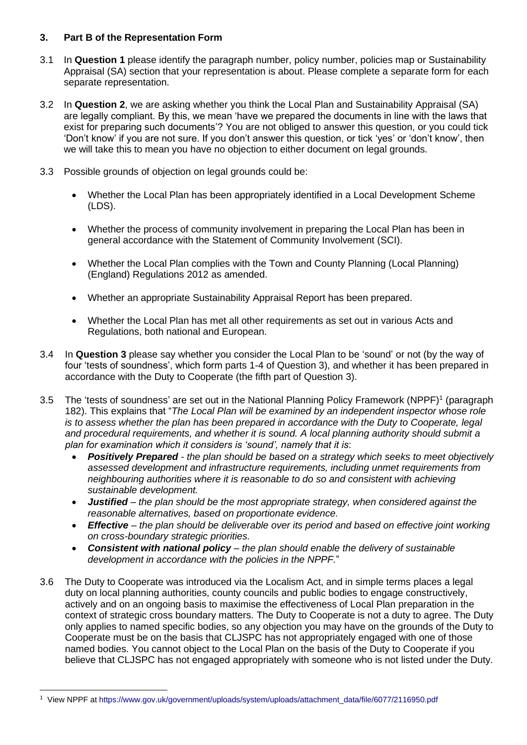### 3. Part B of the Representation Form

3.1 In **Question 1** please identify the paragraph number, policy number, policies map or Sustainability Appraisal (SA) section that your representation is about. Please complete a separate form for each separate representation.

3.2 In **Question 2**, we are asking whether you think the Local Plan and Sustainability Appraisal (SA) are legally compliant. By this, we mean 'have we prepared the documents in line with the laws that exist for preparing such documents'? You are not obliged to answer this question, or you could tick 'Don't know' if you are not sure. If you don't answer this question, or tick 'yes' or 'don't know', then we will take this to mean you have no objection to either document on legal grounds.

3.3 Possible grounds of objection on legal grounds could be:

- Whether the Local Plan has been appropriately identified in a Local Development Scheme (LDS).
- Whether the process of community involvement in preparing the Local Plan has been in general accordance with the Statement of Community Involvement (SCI).
- Whether the Local Plan complies with the Town and County Planning (Local Planning) (England) Regulations 2012 as amended.
- Whether an appropriate Sustainability Appraisal Report has been prepared.
- Whether the Local Plan has met all other requirements as set out in various Acts and Regulations, both national and European.

3.4 In **Question 3** please say whether you consider the Local Plan to be 'sound' or not (by the way of four 'tests of soundness', which form parts 1-4 of Question 3), and whether it has been prepared in accordance with the Duty to Cooperate (the fifth part of Question 3).

3.5 The 'tests of soundness' are set out in the National Planning Policy Framework (NPPF)[1] (paragraph 182). This explains that "*The Local Plan will be examined by an independent inspector whose role is to assess whether the plan has been prepared in accordance with the Duty to Cooperate, legal and procedural requirements, and whether it is sound. A local planning authority should submit a plan for examination which it considers is 'sound', namely that it is*:

- ***Positively Prepared*** *- the plan should be based on a strategy which seeks to meet objectively assessed development and infrastructure requirements, including unmet requirements from neighbouring authorities where it is reasonable to do so and consistent with achieving sustainable development.*
- ***Justified*** *– the plan should be the most appropriate strategy, when considered against the reasonable alternatives, based on proportionate evidence.*
- ***Effective*** *– the plan should be deliverable over its period and based on effective joint working on cross-boundary strategic priorities.*
- ***Consistent with national policy*** *– the plan should enable the delivery of sustainable development in accordance with the policies in the NPPF.*"

3.6 The Duty to Cooperate was introduced via the Localism Act, and in simple terms places a legal duty on local planning authorities, county councils and public bodies to engage constructively, actively and on an ongoing basis to maximise the effectiveness of Local Plan preparation in the context of strategic cross boundary matters. The Duty to Cooperate is not a duty to agree. The Duty only applies to named specific bodies, so any objection you may have on the grounds of the Duty to Cooperate must be on the basis that CLJSPC has not appropriately engaged with one of those named bodies. You cannot object to the Local Plan on the basis of the Duty to Cooperate if you believe that CLJSPC has not engaged appropriately with someone who is not listed under the Duty.

---

[1] View NPPF at https://www.gov.uk/government/uploads/system/uploads/attachment_data/file/6077/2116950.pdf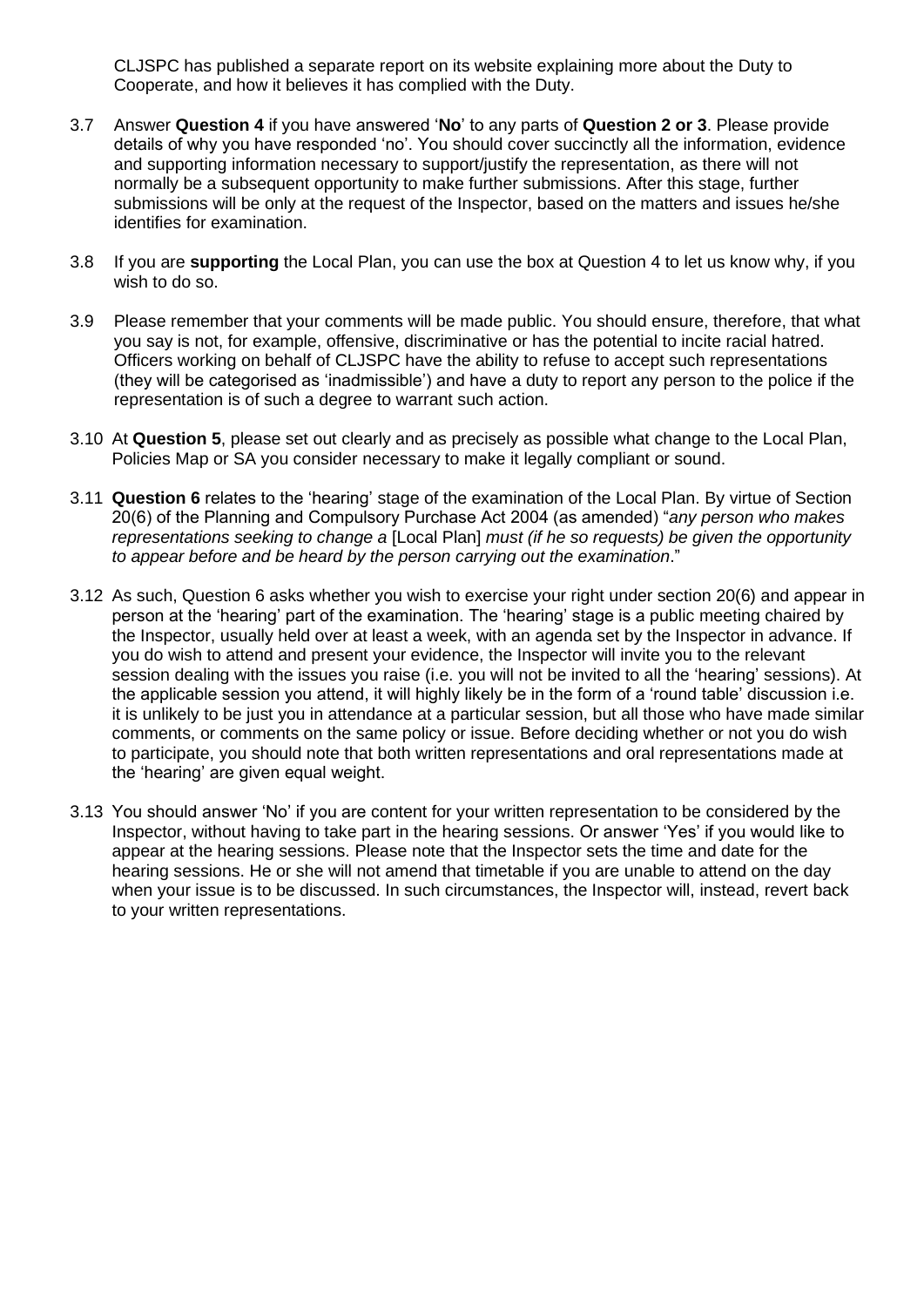CLJSPC has published a separate report on its website explaining more about the Duty to Cooperate, and how it believes it has complied with the Duty.

3.7 Answer **Question 4** if you have answered '**No**' to any parts of **Question 2 or 3**. Please provide details of why you have responded 'no'. You should cover succinctly all the information, evidence and supporting information necessary to support/justify the representation, as there will not normally be a subsequent opportunity to make further submissions. After this stage, further submissions will be only at the request of the Inspector, based on the matters and issues he/she identifies for examination.

3.8 If you are **supporting** the Local Plan, you can use the box at Question 4 to let us know why, if you wish to do so.

3.9 Please remember that your comments will be made public. You should ensure, therefore, that what you say is not, for example, offensive, discriminative or has the potential to incite racial hatred. Officers working on behalf of CLJSPC have the ability to refuse to accept such representations (they will be categorised as 'inadmissible') and have a duty to report any person to the police if the representation is of such a degree to warrant such action.

3.10 At **Question 5**, please set out clearly and as precisely as possible what change to the Local Plan, Policies Map or SA you consider necessary to make it legally compliant or sound.

3.11 **Question 6** relates to the 'hearing' stage of the examination of the Local Plan. By virtue of Section 20(6) of the Planning and Compulsory Purchase Act 2004 (as amended) "*any person who makes representations seeking to change a* [Local Plan] *must (if he so requests) be given the opportunity to appear before and be heard by the person carrying out the examination*."

3.12 As such, Question 6 asks whether you wish to exercise your right under section 20(6) and appear in person at the 'hearing' part of the examination. The 'hearing' stage is a public meeting chaired by the Inspector, usually held over at least a week, with an agenda set by the Inspector in advance. If you do wish to attend and present your evidence, the Inspector will invite you to the relevant session dealing with the issues you raise (i.e. you will not be invited to all the 'hearing' sessions). At the applicable session you attend, it will highly likely be in the form of a 'round table' discussion i.e. it is unlikely to be just you in attendance at a particular session, but all those who have made similar comments, or comments on the same policy or issue. Before deciding whether or not you do wish to participate, you should note that both written representations and oral representations made at the 'hearing' are given equal weight.

3.13 You should answer 'No' if you are content for your written representation to be considered by the Inspector, without having to take part in the hearing sessions. Or answer 'Yes' if you would like to appear at the hearing sessions. Please note that the Inspector sets the time and date for the hearing sessions. He or she will not amend that timetable if you are unable to attend on the day when your issue is to be discussed. In such circumstances, the Inspector will, instead, revert back to your written representations.